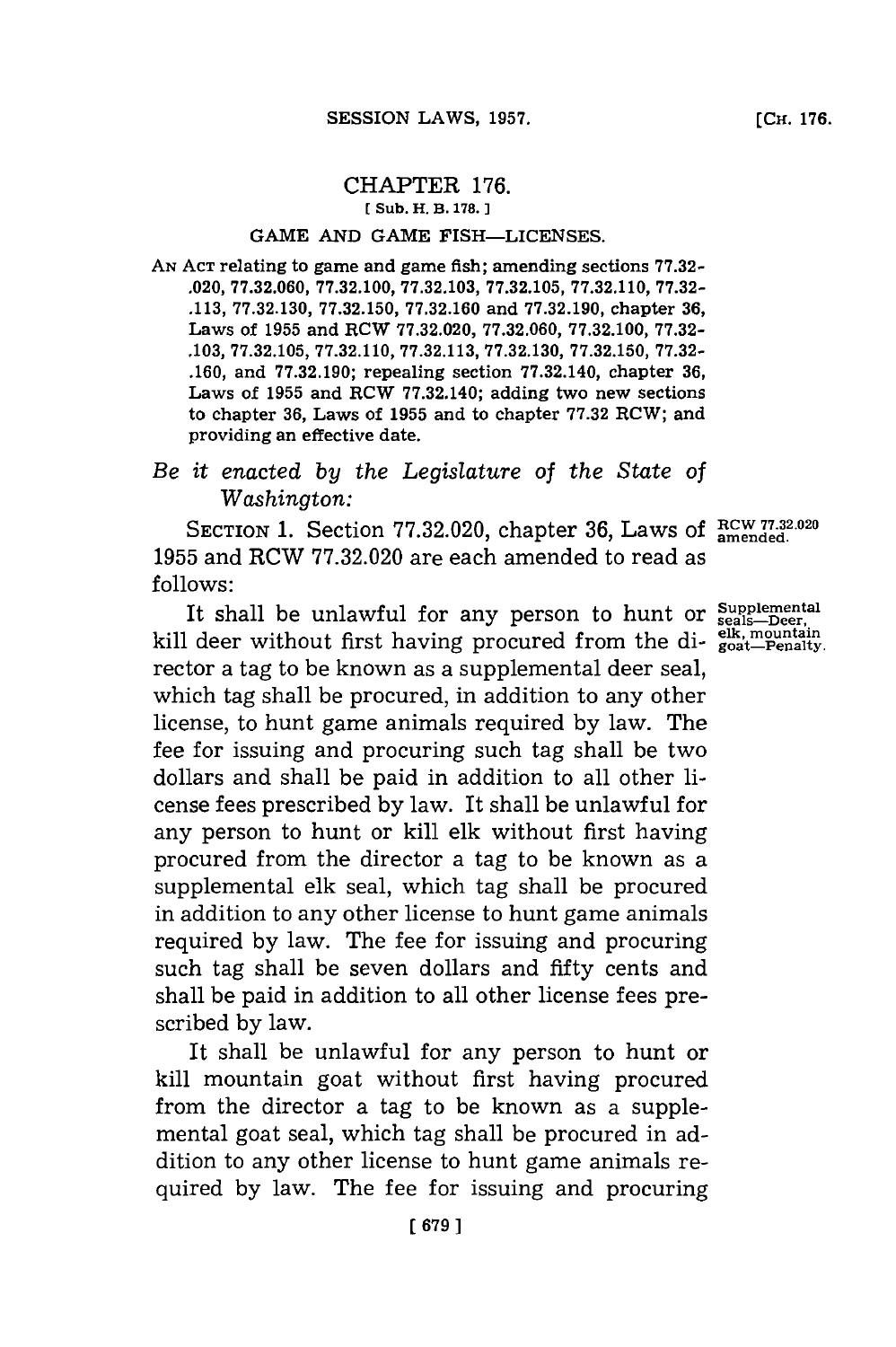# CHAPTER 176.

[ Sub. H. B. 178. ]

## GAME AND GAME FISH—LICENSES.

AN ACT relating to game and game fish; amending sections 77.32.020, 77.32.060, 77.32.100, 77.32.103, 77.32.105, 77.32.110, 77.32.113, 77.32.130, 77.32.150, 77.32.160 and 77.32.190, chapter 36, Laws of 1955 and RCW 77.32.020, 77.32.060, 77.32.100, 77.32.103, 77.32.105, 77.32.110, 77.32.113, 77.32.130, 77.32.150, 77.32.160, and 77.32.190; repealing section 77.32.140, chapter 36, Laws of 1955 and RCW 77.32.140; adding two new sections to chapter 36, Laws of 1955 and to chapter 77.32 RCW; and providing an effective date.

*Be it enacted by the Legislature of the State of Washington:*

SECTION 1. Section 77.32.020, chapter 36, Laws of 1955 and RCW 77.32.020 are each amended to read as follows:

RCW 77.32.020 amended.

Supplemental seals—Deer, elk, mountain goat—Penalty.

It shall be unlawful for any person to hunt or kill deer without first having procured from the director a tag to be known as a supplemental deer seal, which tag shall be procured, in addition to any other license, to hunt game animals required by law. The fee for issuing and procuring such tag shall be two dollars and shall be paid in addition to all other license fees prescribed by law. It shall be unlawful for any person to hunt or kill elk without first having procured from the director a tag to be known as a supplemental elk seal, which tag shall be procured in addition to any other license to hunt game animals required by law. The fee for issuing and procuring such tag shall be seven dollars and fifty cents and shall be paid in addition to all other license fees prescribed by law.

It shall be unlawful for any person to hunt or kill mountain goat without first having procured from the director a tag to be known as a supplemental goat seal, which tag shall be procured in addition to any other license to hunt game animals required by law. The fee for issuing and procuring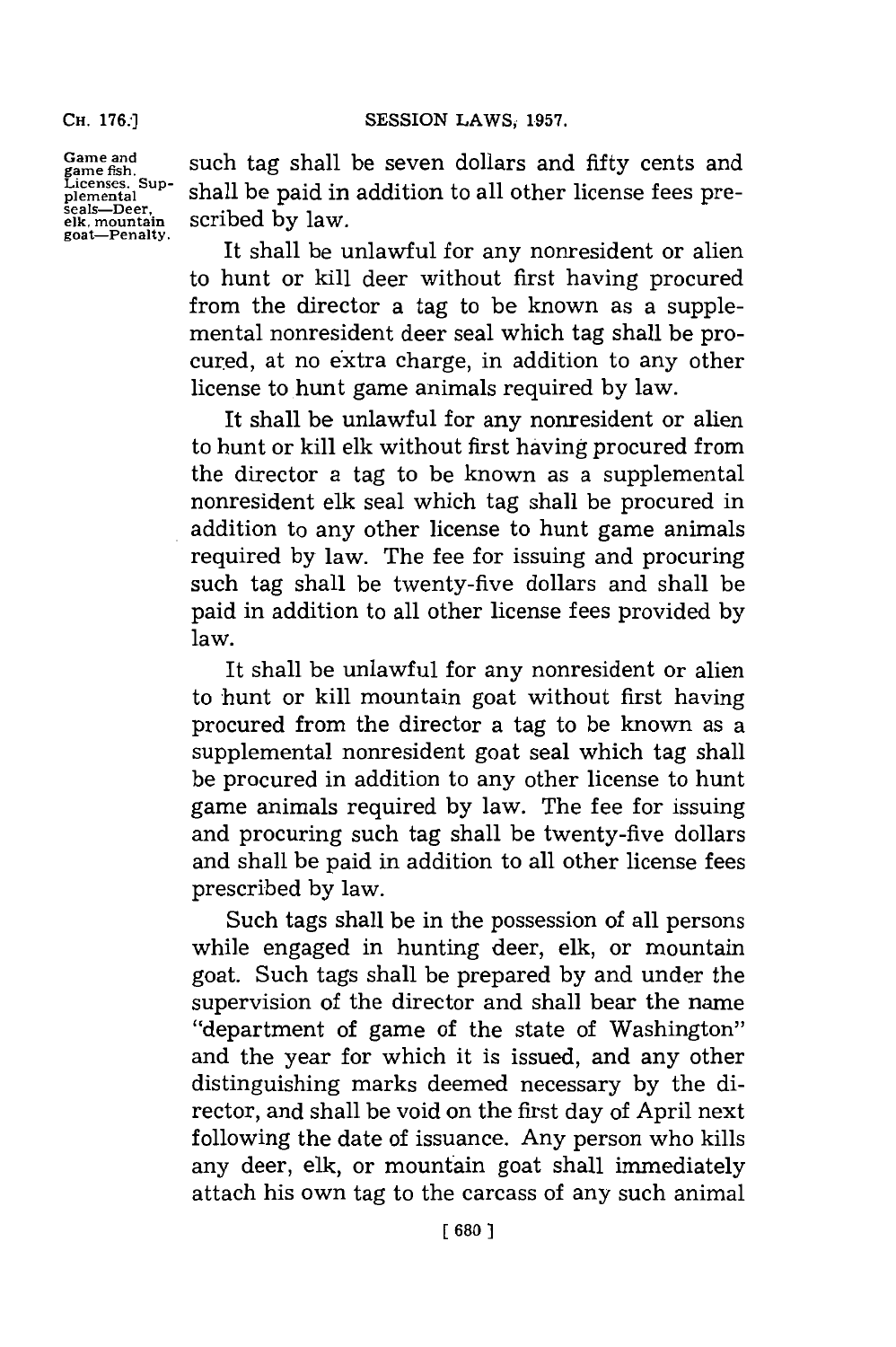Game and game fish. Licenses. Supplemental seals—Deer, elk, mountain goat—Penalty.

such tag shall be seven dollars and fifty cents and shall be paid in addition to all other license fees prescribed by law.

It shall be unlawful for any nonresident or alien to hunt or kill deer without first having procured from the director a tag to be known as a supplemental nonresident deer seal which tag shall be procured, at no extra charge, in addition to any other license to hunt game animals required by law.

It shall be unlawful for any nonresident or alien to hunt or kill elk without first having procured from the director a tag to be known as a supplemental nonresident elk seal which tag shall be procured in addition to any other license to hunt game animals required by law. The fee for issuing and procuring such tag shall be twenty-five dollars and shall be paid in addition to all other license fees provided by law.

It shall be unlawful for any nonresident or alien to hunt or kill mountain goat without first having procured from the director a tag to be known as a supplemental nonresident goat seal which tag shall be procured in addition to any other license to hunt game animals required by law. The fee for issuing and procuring such tag shall be twenty-five dollars and shall be paid in addition to all other license fees prescribed by law.

Such tags shall be in the possession of all persons while engaged in hunting deer, elk, or mountain goat. Such tags shall be prepared by and under the supervision of the director and shall bear the name "department of game of the state of Washington" and the year for which it is issued, and any other distinguishing marks deemed necessary by the director, and shall be void on the first day of April next following the date of issuance. Any person who kills any deer, elk, or mountain goat shall immediately attach his own tag to the carcass of any such animal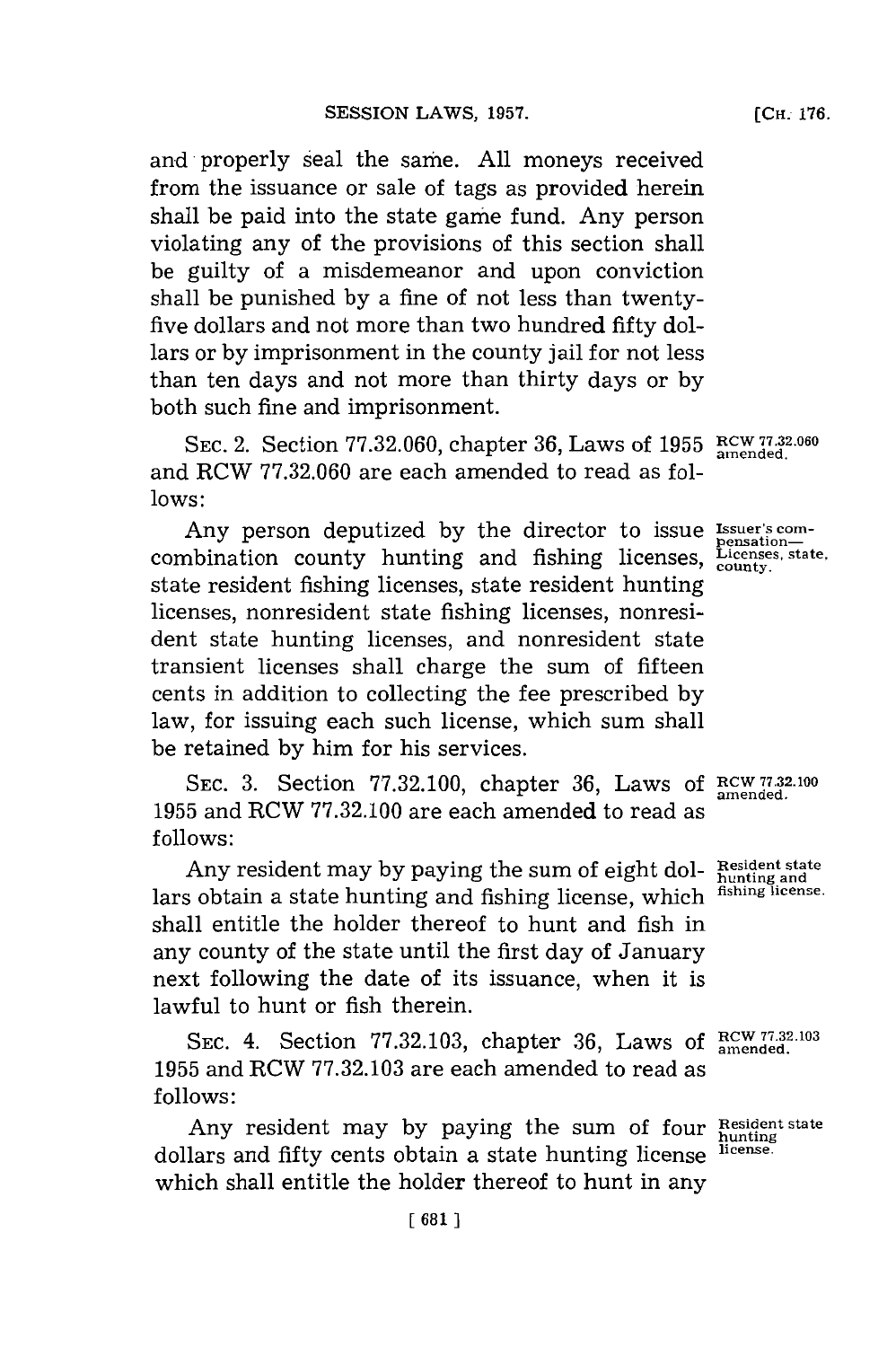and properly seal the same. All moneys received from the issuance or sale of tags as provided herein shall be paid into the state game fund. Any person violating any of the provisions of this section shall be guilty of a misdemeanor and upon conviction shall be punished by a fine of not less than twenty-five dollars and not more than two hundred fifty dollars or by imprisonment in the county jail for not less than ten days and not more than thirty days or by both such fine and imprisonment.

SEC. 2. Section 77.32.060, chapter 36, Laws of 1955 and RCW 77.32.060 are each amended to read as follows:

RCW 77.32.060 amended.

Any person deputized by the director to issue combination county hunting and fishing licenses, state resident fishing licenses, state resident hunting licenses, nonresident state fishing licenses, nonresident state hunting licenses, and nonresident state transient licenses shall charge the sum of fifteen cents in addition to collecting the fee prescribed by law, for issuing each such license, which sum shall be retained by him for his services.

Issuer's compensation—Licenses, state, county.

SEC. 3. Section 77.32.100, chapter 36, Laws of 1955 and RCW 77.32.100 are each amended to read as follows:

RCW 77.32.100 amended.

Any resident may by paying the sum of eight dollars obtain a state hunting and fishing license, which shall entitle the holder thereof to hunt and fish in any county of the state until the first day of January next following the date of its issuance, when it is lawful to hunt or fish therein.

Resident state hunting and fishing license.

SEC. 4. Section 77.32.103, chapter 36, Laws of 1955 and RCW 77.32.103 are each amended to read as follows:

RCW 77.32.103 amended.

Any resident may by paying the sum of four dollars and fifty cents obtain a state hunting license which shall entitle the holder thereof to hunt in any

Resident state hunting license.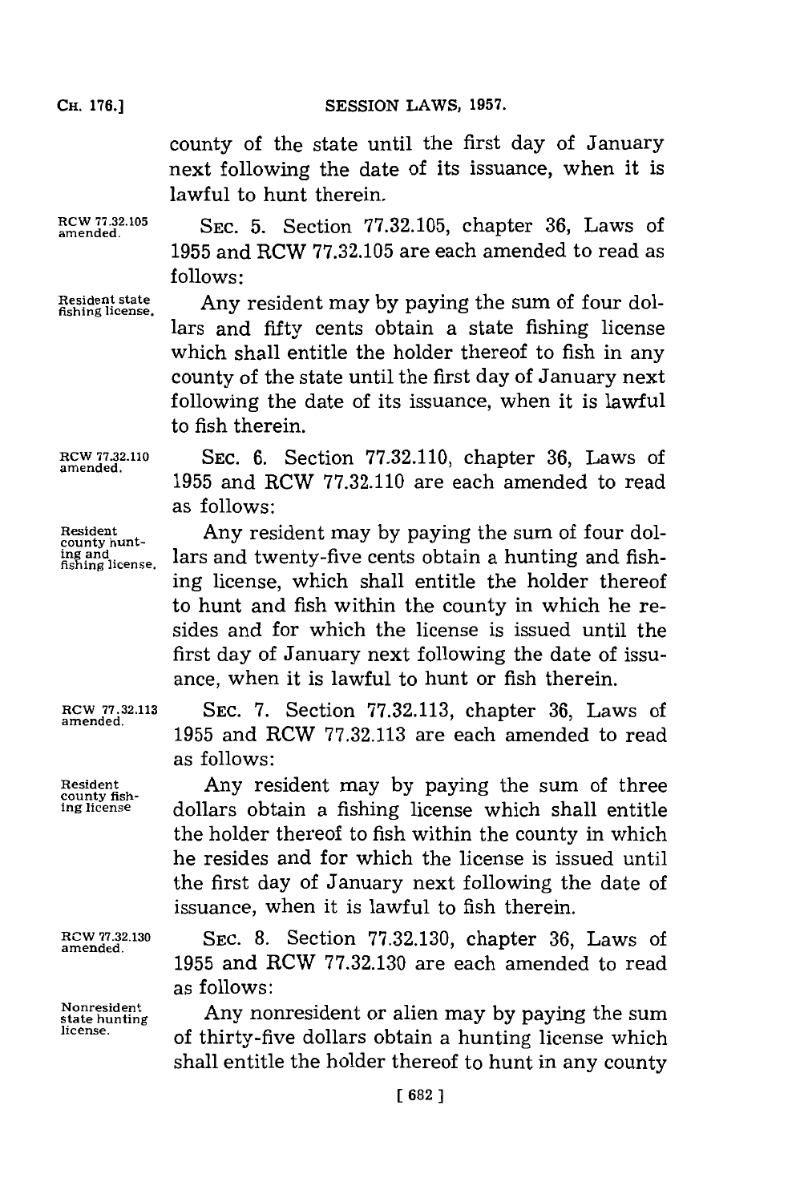county of the state until the first day of January next following the date of its issuance, when it is lawful to hunt therein.

RCW 77.32.105 amended.

SEC. 5. Section 77.32.105, chapter 36, Laws of 1955 and RCW 77.32.105 are each amended to read as follows:

Resident state fishing license.

Any resident may by paying the sum of four dollars and fifty cents obtain a state fishing license which shall entitle the holder thereof to fish in any county of the state until the first day of January next following the date of its issuance, when it is lawful to fish therein.

RCW 77.32.110 amended.

SEC. 6. Section 77.32.110, chapter 36, Laws of 1955 and RCW 77.32.110 are each amended to read as follows:

Resident county hunting and fishing license.

Any resident may by paying the sum of four dollars and twenty-five cents obtain a hunting and fishing license, which shall entitle the holder thereof to hunt and fish within the county in which he resides and for which the license is issued until the first day of January next following the date of issuance, when it is lawful to hunt or fish therein.

RCW 77.32.113 amended.

SEC. 7. Section 77.32.113, chapter 36, Laws of 1955 and RCW 77.32.113 are each amended to read as follows:

Resident county fishing license

Any resident may by paying the sum of three dollars obtain a fishing license which shall entitle the holder thereof to fish within the county in which he resides and for which the license is issued until the first day of January next following the date of issuance, when it is lawful to fish therein.

RCW 77.32.130 amended.

SEC. 8. Section 77.32.130, chapter 36, Laws of 1955 and RCW 77.32.130 are each amended to read as follows:

Nonresident state hunting license.

Any nonresident or alien may by paying the sum of thirty-five dollars obtain a hunting license which shall entitle the holder thereof to hunt in any county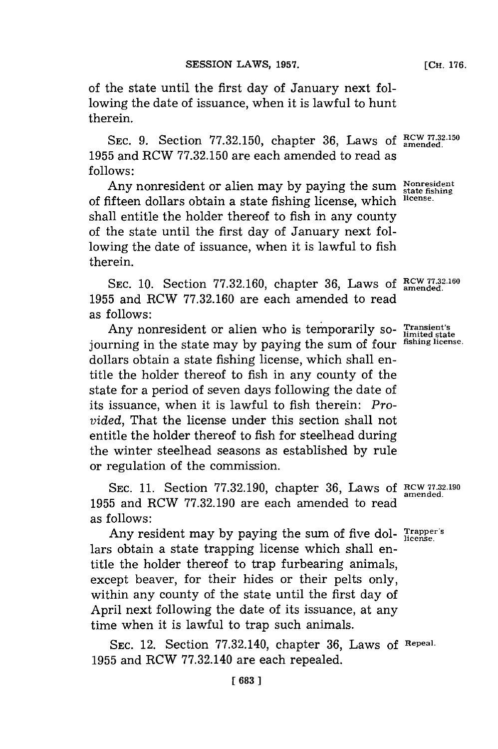of the state until the first day of January next following the date of issuance, when it is lawful to hunt therein.

SEC. 9. Section 77.32.150, chapter 36, Laws of 1955 and RCW 77.32.150 are each amended to read as follows:

*RCW 77.32.150 amended.*

Any nonresident or alien may by paying the sum of fifteen dollars obtain a state fishing license, which shall entitle the holder thereof to fish in any county of the state until the first day of January next following the date of issuance, when it is lawful to fish therein.

*Nonresident state fishing license.*

SEC. 10. Section 77.32.160, chapter 36, Laws of 1955 and RCW 77.32.160 are each amended to read as follows:

*RCW 77.32.160 amended.*

Any nonresident or alien who is temporarily sojourning in the state may by paying the sum of four dollars obtain a state fishing license, which shall entitle the holder thereof to fish in any county of the state for a period of seven days following the date of its issuance, when it is lawful to fish therein: *Provided*, That the license under this section shall not entitle the holder thereof to fish for steelhead during the winter steelhead seasons as established by rule or regulation of the commission.

*Transient's limited state fishing license.*

SEC. 11. Section 77.32.190, chapter 36, Laws of 1955 and RCW 77.32.190 are each amended to read as follows:

*RCW 77.32.190 amended.*

Any resident may by paying the sum of five dollars obtain a state trapping license which shall entitle the holder thereof to trap furbearing animals, except beaver, for their hides or their pelts only, within any county of the state until the first day of April next following the date of its issuance, at any time when it is lawful to trap such animals.

*Trapper's license.*

SEC. 12. Section 77.32.140, chapter 36, Laws of 1955 and RCW 77.32.140 are each repealed.

*Repeal.*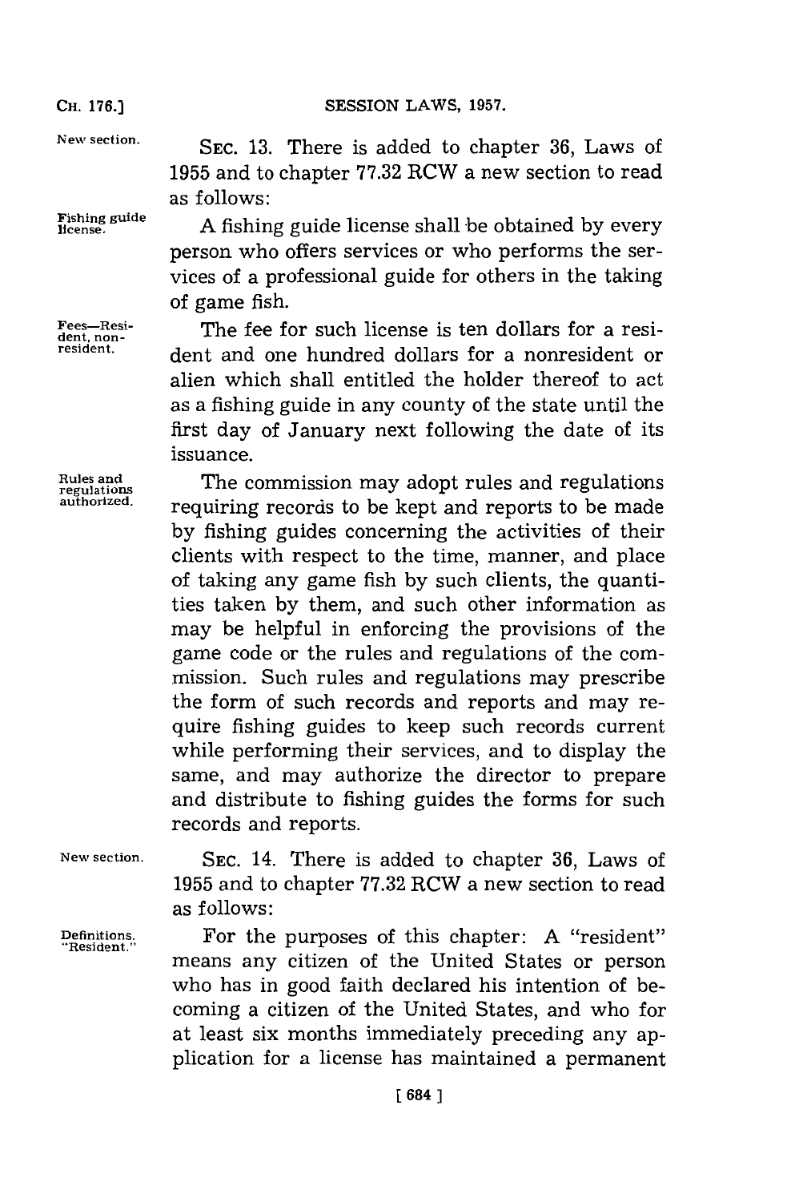New section.

SEC. 13. There is added to chapter 36, Laws of 1955 and to chapter 77.32 RCW a new section to read as follows:

Fishing guide license.

A fishing guide license shall be obtained by every person who offers services or who performs the services of a professional guide for others in the taking of game fish.

Fees—Resident, nonresident.

The fee for such license is ten dollars for a resident and one hundred dollars for a nonresident or alien which shall entitled the holder thereof to act as a fishing guide in any county of the state until the first day of January next following the date of its issuance.

Rules and regulations authorized.

The commission may adopt rules and regulations requiring records to be kept and reports to be made by fishing guides concerning the activities of their clients with respect to the time, manner, and place of taking any game fish by such clients, the quantities taken by them, and such other information as may be helpful in enforcing the provisions of the game code or the rules and regulations of the commission. Such rules and regulations may prescribe the form of such records and reports and may require fishing guides to keep such records current while performing their services, and to display the same, and may authorize the director to prepare and distribute to fishing guides the forms for such records and reports.

New section.

SEC. 14. There is added to chapter 36, Laws of 1955 and to chapter 77.32 RCW a new section to read as follows:

Definitions. "Resident."

For the purposes of this chapter: A "resident" means any citizen of the United States or person who has in good faith declared his intention of becoming a citizen of the United States, and who for at least six months immediately preceding any application for a license has maintained a permanent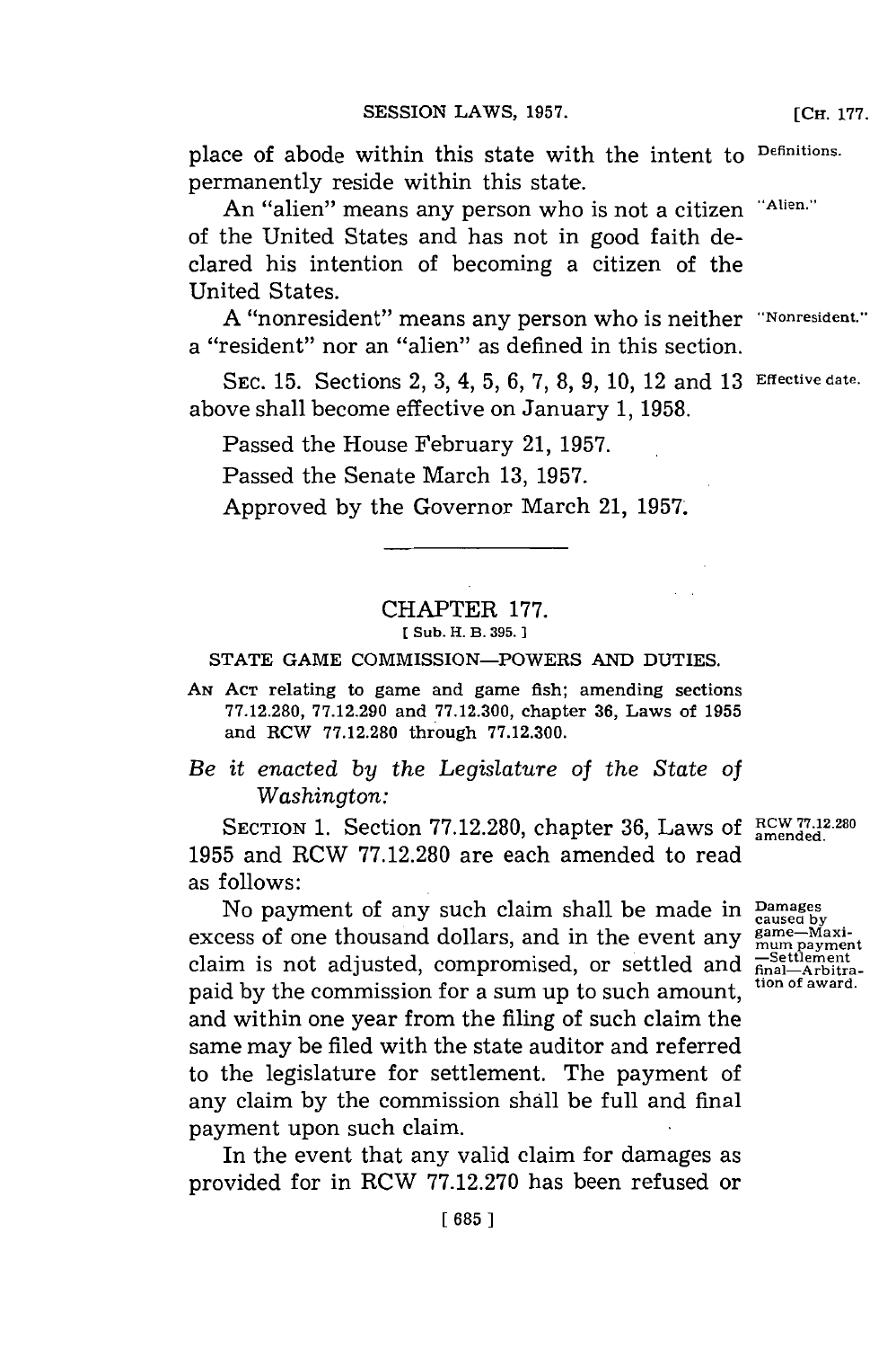place of abode within this state with the intent to permanently reside within this state.

Definitions.

An "alien" means any person who is not a citizen of the United States and has not in good faith declared his intention of becoming a citizen of the United States.

"Alien."

A "nonresident" means any person who is neither a "resident" nor an "alien" as defined in this section.

"Nonresident."

SEC. 15. Sections 2, 3, 4, 5, 6, 7, 8, 9, 10, 12 and 13 above shall become effective on January 1, 1958.

Effective date.

Passed the House February 21, 1957.

Passed the Senate March 13, 1957.

Approved by the Governor March 21, 1957.

---

## CHAPTER 177.

[ Sub. H. B. 395. ]

### STATE GAME COMMISSION—POWERS AND DUTIES.

AN ACT relating to game and game fish; amending sections 77.12.280, 77.12.290 and 77.12.300, chapter 36, Laws of 1955 and RCW 77.12.280 through 77.12.300.

*Be it enacted by the Legislature of the State of Washington:*

SECTION 1. Section 77.12.280, chapter 36, Laws of 1955 and RCW 77.12.280 are each amended to read as follows:

RCW 77.12.280 amended.

No payment of any such claim shall be made in excess of one thousand dollars, and in the event any claim is not adjusted, compromised, or settled and paid by the commission for a sum up to such amount, and within one year from the filing of such claim the same may be filed with the state auditor and referred to the legislature for settlement. The payment of any claim by the commission shall be full and final payment upon such claim.

Damages caused by game—Maximum payment—Settlement final—Arbitration of award.

In the event that any valid claim for damages as provided for in RCW 77.12.270 has been refused or